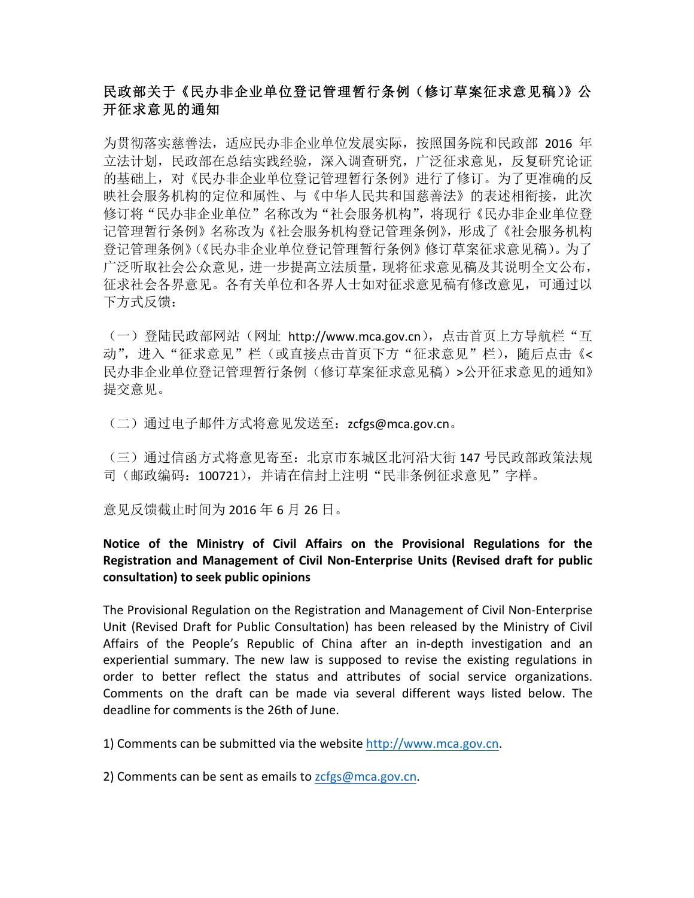**民政部关于《民办非企业单位登记管理暂行条例（修订草案征求意见稿）》公开征求意见的通知**

为贯彻落实慈善法，适应民办非企业单位发展实际，按照国务院和民政部 2016 年立法计划，民政部在总结实践经验，深入调查研究，广泛征求意见，反复研究论证的基础上，对《民办非企业单位登记管理暂行条例》进行了修订。为了更准确的反映社会服务机构的定位和属性、与《中华人民共和国慈善法》的表述相衔接，此次修订将"民办非企业单位"名称改为"社会服务机构"，将现行《民办非企业单位登记管理暂行条例》名称改为《社会服务机构登记管理条例》，形成了《社会服务机构登记管理条例》（《民办非企业单位登记管理暂行条例》修订草案征求意见稿）。为了广泛听取社会公众意见，进一步提高立法质量，现将征求意见稿及其说明全文公布，征求社会各界意见。各有关单位和各界人士如对征求意见稿有修改意见，可通过以下方式反馈：

（一）登陆民政部网站（网址 http://www.mca.gov.cn），点击首页上方导航栏"互动"，进入"征求意见"栏（或直接点击首页下方"征求意见"栏），随后点击《<民办非企业单位登记管理暂行条例（修订草案征求意见稿）>公开征求意见的通知》提交意见。

（二）通过电子邮件方式将意见发送至：zcfgs@mca.gov.cn。

（三）通过信函方式将意见寄至：北京市东城区北河沿大街 147 号民政部政策法规司（邮政编码：100721），并请在信封上注明"民非条例征求意见"字样。

意见反馈截止时间为 2016 年 6 月 26 日。

**Notice of the Ministry of Civil Affairs on the Provisional Regulations for the Registration and Management of Civil Non-Enterprise Units (Revised draft for public consultation) to seek public opinions**

The Provisional Regulation on the Registration and Management of Civil Non-Enterprise Unit (Revised Draft for Public Consultation) has been released by the Ministry of Civil Affairs of the People's Republic of China after an in-depth investigation and an experiential summary. The new law is supposed to revise the existing regulations in order to better reflect the status and attributes of social service organizations. Comments on the draft can be made via several different ways listed below. The deadline for comments is the 26th of June.

1) Comments can be submitted via the website http://www.mca.gov.cn.

2) Comments can be sent as emails to zcfgs@mca.gov.cn.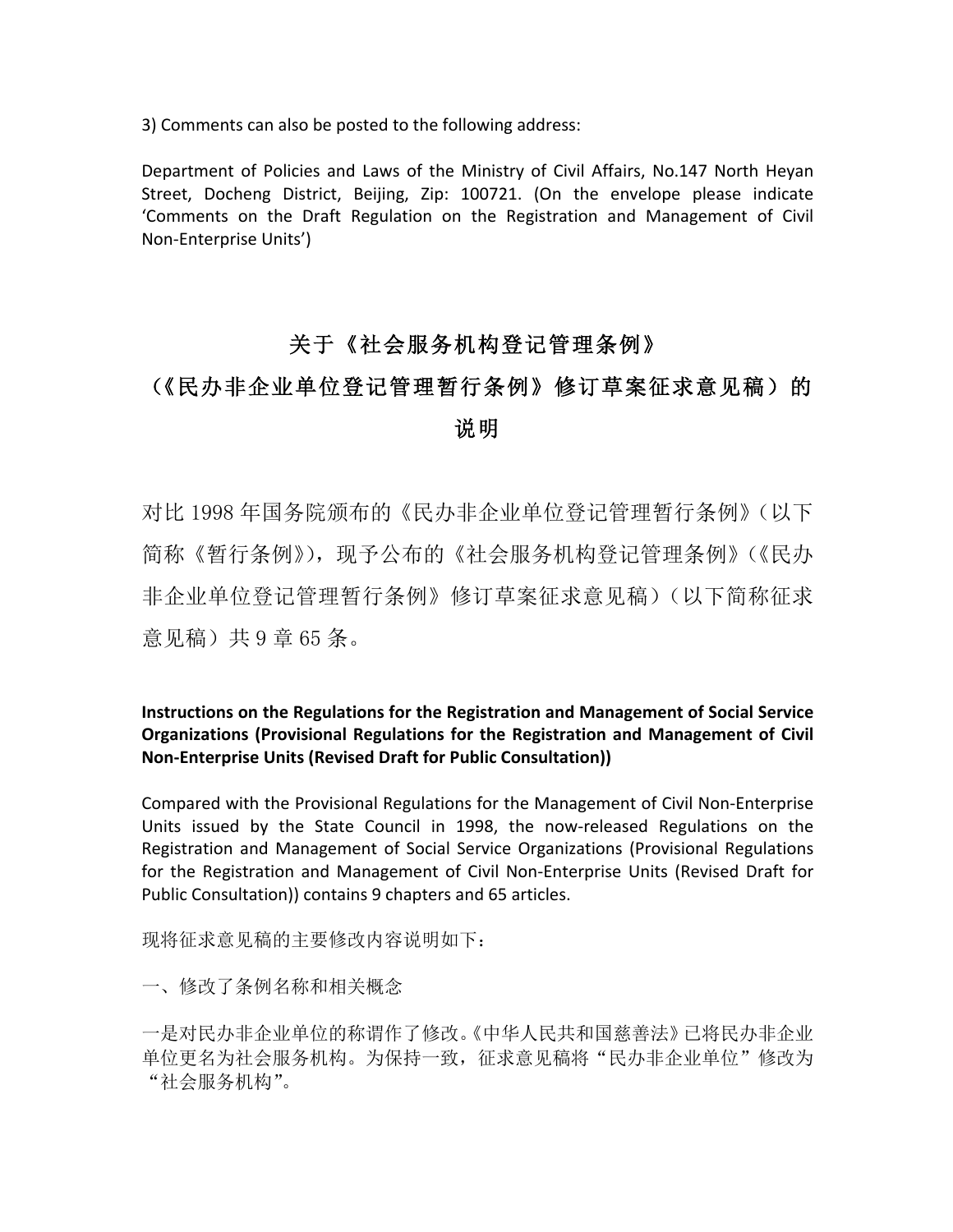3) Comments can also be posted to the following address:

Department of Policies and Laws of the Ministry of Civil Affairs, No.147 North Heyan Street, Docheng District, Beijing, Zip: 100721. (On the envelope please indicate 'Comments on the Draft Regulation on the Registration and Management of Civil Non-Enterprise Units')

# 关于《社会服务机构登记管理条例》（《民办非企业单位登记管理暂行条例》修订草案征求意见稿）的说明

对比1998年国务院颁布的《民办非企业单位登记管理暂行条例》（以下简称《暂行条例》），现予公布的《社会服务机构登记管理条例》（《民办非企业单位登记管理暂行条例》修订草案征求意见稿）（以下简称征求意见稿）共9章65条。

**Instructions on the Regulations for the Registration and Management of Social Service Organizations (Provisional Regulations for the Registration and Management of Civil Non-Enterprise Units (Revised Draft for Public Consultation))**

Compared with the Provisional Regulations for the Management of Civil Non-Enterprise Units issued by the State Council in 1998, the now-released Regulations on the Registration and Management of Social Service Organizations (Provisional Regulations for the Registration and Management of Civil Non-Enterprise Units (Revised Draft for Public Consultation)) contains 9 chapters and 65 articles.

现将征求意见稿的主要修改内容说明如下：

一、修改了条例名称和相关概念

一是对民办非企业单位的称谓作了修改。《中华人民共和国慈善法》已将民办非企业单位更名为社会服务机构。为保持一致，征求意见稿将"民办非企业单位"修改为"社会服务机构"。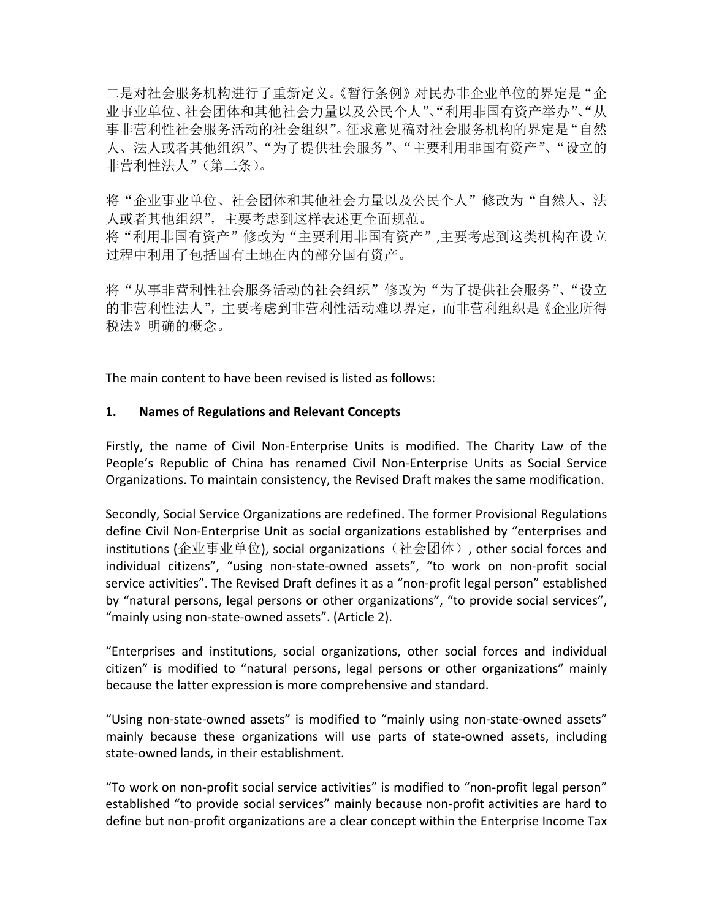二是对社会服务机构进行了重新定义。《暂行条例》对民办非企业单位的界定是"企业事业单位、社会团体和其他社会力量以及公民个人"、"利用非国有资产举办"、"从事非营利性社会服务活动的社会组织"。征求意见稿对社会服务机构的界定是"自然人、法人或者其他组织"、"为了提供社会服务"、"主要利用非国有资产"、"设立的非营利性法人"（第二条）。

将"企业事业单位、社会团体和其他社会力量以及公民个人"修改为"自然人、法人或者其他组织"，主要考虑到这样表述更全面规范。
将"利用非国有资产"修改为"主要利用非国有资产",主要考虑到这类机构在设立过程中利用了包括国有土地在内的部分国有资产。

将"从事非营利性社会服务活动的社会组织"修改为"为了提供社会服务"、"设立的非营利性法人"，主要考虑到非营利性活动难以界定，而非营利组织是《企业所得税法》明确的概念。

The main content to have been revised is listed as follows:

**1. Names of Regulations and Relevant Concepts**

Firstly, the name of Civil Non-Enterprise Units is modified. The Charity Law of the People's Republic of China has renamed Civil Non-Enterprise Units as Social Service Organizations. To maintain consistency, the Revised Draft makes the same modification.

Secondly, Social Service Organizations are redefined. The former Provisional Regulations define Civil Non-Enterprise Unit as social organizations established by "enterprises and institutions (企业事业单位), social organizations（社会团体）, other social forces and individual citizens", "using non-state-owned assets", "to work on non-profit social service activities". The Revised Draft defines it as a "non-profit legal person" established by "natural persons, legal persons or other organizations", "to provide social services", "mainly using non-state-owned assets". (Article 2).

"Enterprises and institutions, social organizations, other social forces and individual citizen" is modified to "natural persons, legal persons or other organizations" mainly because the latter expression is more comprehensive and standard.

"Using non-state-owned assets" is modified to "mainly using non-state-owned assets" mainly because these organizations will use parts of state-owned assets, including state-owned lands, in their establishment.

"To work on non-profit social service activities" is modified to "non-profit legal person" established "to provide social services" mainly because non-profit activities are hard to define but non-profit organizations are a clear concept within the Enterprise Income Tax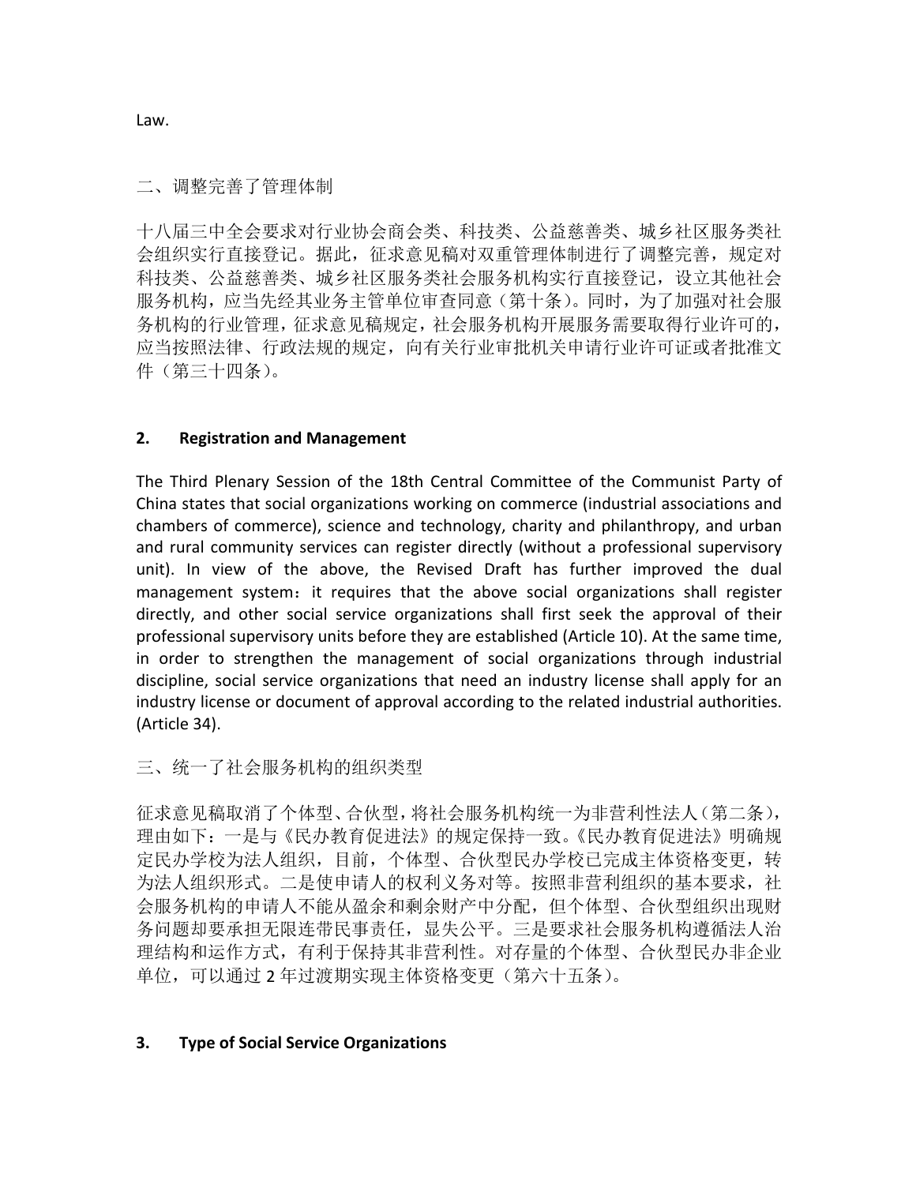Law.

二、调整完善了管理体制

十八届三中全会要求对行业协会商会类、科技类、公益慈善类、城乡社区服务类社会组织实行直接登记。据此，征求意见稿对双重管理体制进行了调整完善，规定对科技类、公益慈善类、城乡社区服务类社会服务机构实行直接登记，设立其他社会服务机构，应当先经其业务主管单位审查同意（第十条）。同时，为了加强对社会服务机构的行业管理，征求意见稿规定，社会服务机构开展服务需要取得行业许可的，应当按照法律、行政法规的规定，向有关行业审批机关申请行业许可证或者批准文件（第三十四条）。

## 2. Registration and Management

The Third Plenary Session of the 18th Central Committee of the Communist Party of China states that social organizations working on commerce (industrial associations and chambers of commerce), science and technology, charity and philanthropy, and urban and rural community services can register directly (without a professional supervisory unit). In view of the above, the Revised Draft has further improved the dual management system：it requires that the above social organizations shall register directly, and other social service organizations shall first seek the approval of their professional supervisory units before they are established (Article 10). At the same time, in order to strengthen the management of social organizations through industrial discipline, social service organizations that need an industry license shall apply for an industry license or document of approval according to the related industrial authorities. (Article 34).

三、统一了社会服务机构的组织类型

征求意见稿取消了个体型、合伙型，将社会服务机构统一为非营利性法人（第二条），理由如下：一是与《民办教育促进法》的规定保持一致。《民办教育促进法》明确规定民办学校为法人组织，目前，个体型、合伙型民办学校已完成主体资格变更，转为法人组织形式。二是使申请人的权利义务对等。按照非营利组织的基本要求，社会服务机构的申请人不能从盈余和剩余财产中分配，但个体型、合伙型组织出现财务问题却要承担无限连带民事责任，显失公平。三是要求社会服务机构遵循法人治理结构和运作方式，有利于保持其非营利性。对存量的个体型、合伙型民办非企业单位，可以通过 2 年过渡期实现主体资格变更（第六十五条）。

## 3. Type of Social Service Organizations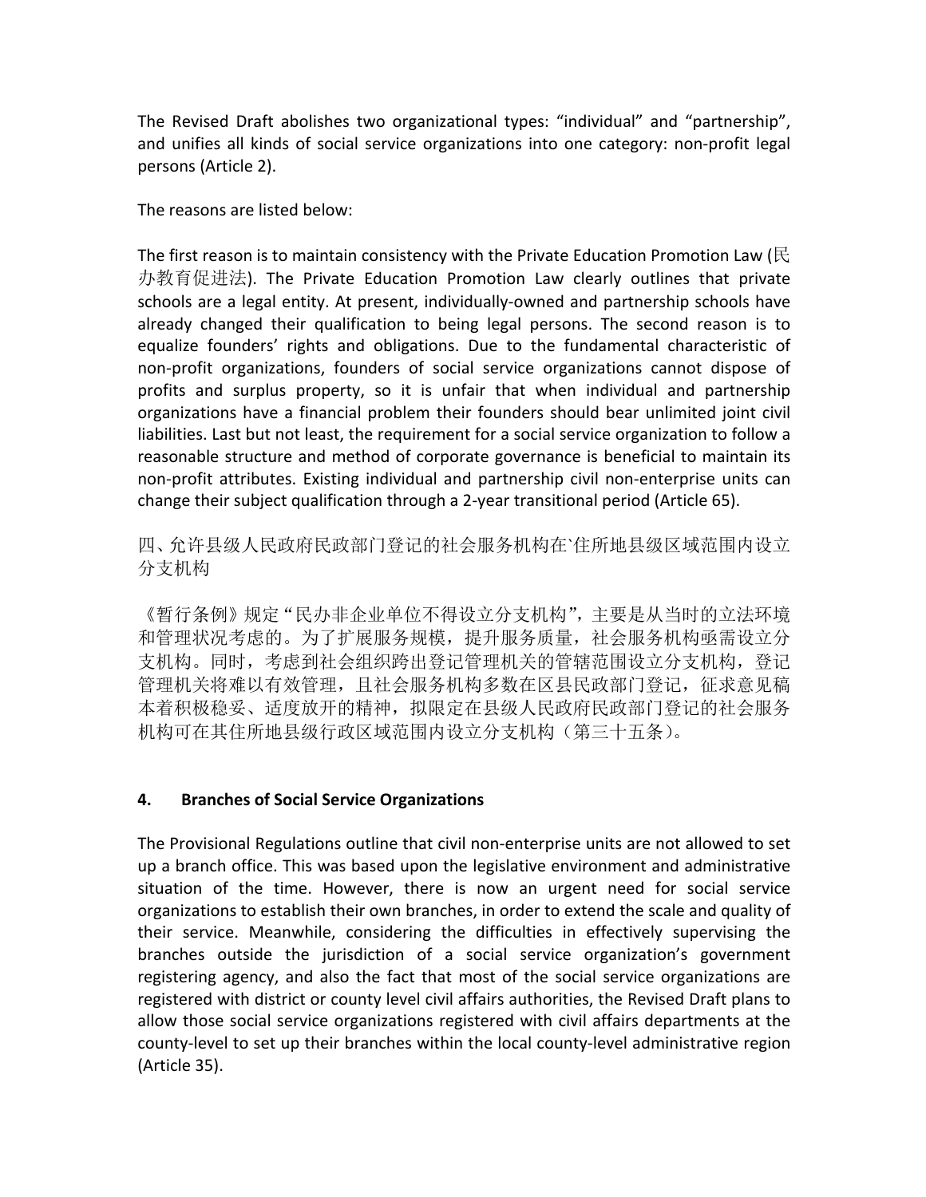The Revised Draft abolishes two organizational types: "individual" and "partnership", and unifies all kinds of social service organizations into one category: non-profit legal persons (Article 2).

The reasons are listed below:

The first reason is to maintain consistency with the Private Education Promotion Law (民办教育促进法). The Private Education Promotion Law clearly outlines that private schools are a legal entity. At present, individually-owned and partnership schools have already changed their qualification to being legal persons. The second reason is to equalize founders' rights and obligations. Due to the fundamental characteristic of non-profit organizations, founders of social service organizations cannot dispose of profits and surplus property, so it is unfair that when individual and partnership organizations have a financial problem their founders should bear unlimited joint civil liabilities. Last but not least, the requirement for a social service organization to follow a reasonable structure and method of corporate governance is beneficial to maintain its non-profit attributes. Existing individual and partnership civil non-enterprise units can change their subject qualification through a 2-year transitional period (Article 65).

四、允许县级人民政府民政部门登记的社会服务机构在`住所地县级区域范围内设立分支机构

《暂行条例》规定"民办非企业单位不得设立分支机构"，主要是从当时的立法环境和管理状况考虑的。为了扩展服务规模，提升服务质量，社会服务机构亟需设立分支机构。同时，考虑到社会组织跨出登记管理机关的管辖范围设立分支机构，登记管理机关将难以有效管理，且社会服务机构多数在区县民政部门登记，征求意见稿本着积极稳妥、适度放开的精神，拟限定在县级人民政府民政部门登记的社会服务机构可在其住所地县级行政区域范围内设立分支机构（第三十五条）。

### 4. Branches of Social Service Organizations

The Provisional Regulations outline that civil non-enterprise units are not allowed to set up a branch office. This was based upon the legislative environment and administrative situation of the time. However, there is now an urgent need for social service organizations to establish their own branches, in order to extend the scale and quality of their service. Meanwhile, considering the difficulties in effectively supervising the branches outside the jurisdiction of a social service organization's government registering agency, and also the fact that most of the social service organizations are registered with district or county level civil affairs authorities, the Revised Draft plans to allow those social service organizations registered with civil affairs departments at the county-level to set up their branches within the local county-level administrative region (Article 35).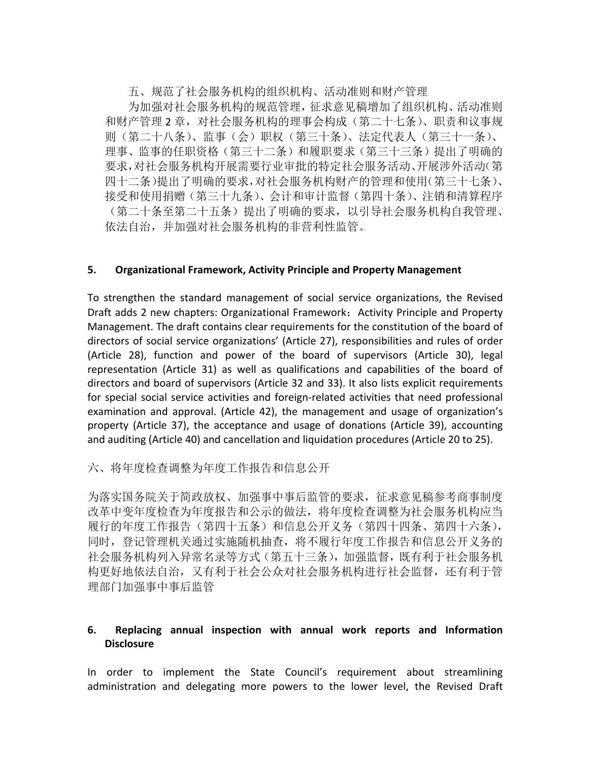五、规范了社会服务机构的组织机构、活动准则和财产管理

为加强对社会服务机构的规范管理，征求意见稿增加了组织机构、活动准则和财产管理 2 章，对社会服务机构的理事会构成（第二十七条）、职责和议事规则（第二十八条）、监事（会）职权（第三十条）、法定代表人（第三十一条）、理事、监事的任职资格（第三十二条）和履职要求（第三十三条）提出了明确的要求，对社会服务机构开展需要行业审批的特定社会服务活动、开展涉外活动（第四十二条）提出了明确的要求，对社会服务机构财产的管理和使用（第三十七条）、接受和使用捐赠（第三十九条）、会计和审计监督（第四十条）、注销和清算程序（第二十条至第二十五条）提出了明确的要求，以引导社会服务机构自我管理、依法自治，并加强对社会服务机构的非营利性监管。

**5. Organizational Framework, Activity Principle and Property Management**

To strengthen the standard management of social service organizations, the Revised Draft adds 2 new chapters: Organizational Framework；Activity Principle and Property Management. The draft contains clear requirements for the constitution of the board of directors of social service organizations' (Article 27), responsibilities and rules of order (Article 28), function and power of the board of supervisors (Article 30), legal representation (Article 31) as well as qualifications and capabilities of the board of directors and board of supervisors (Article 32 and 33). It also lists explicit requirements for special social service activities and foreign-related activities that need professional examination and approval. (Article 42), the management and usage of organization's property (Article 37), the acceptance and usage of donations (Article 39), accounting and auditing (Article 40) and cancellation and liquidation procedures (Article 20 to 25).

六、将年度检查调整为年度工作报告和信息公开

为落实国务院关于简政放权、加强事中事后监管的要求，征求意见稿参考商事制度改革中变年度检查为年度报告和公示的做法，将年度检查调整为社会服务机构应当履行的年度工作报告（第四十五条）和信息公开义务（第四十四条、第四十六条），同时，登记管理机关通过实施随机抽查，将不履行年度工作报告和信息公开义务的社会服务机构列入异常名录等方式（第五十三条），加强监督，既有利于社会服务机构更好地依法自治，又有利于社会公众对社会服务机构进行社会监督，还有利于管理部门加强事中事后监管

**6. Replacing annual inspection with annual work reports and Information Disclosure**

In order to implement the State Council's requirement about streamlining administration and delegating more powers to the lower level, the Revised Draft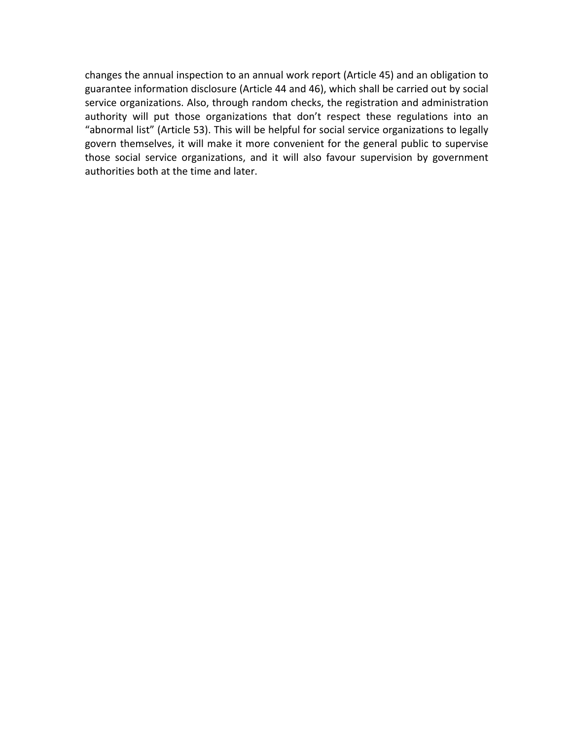changes the annual inspection to an annual work report (Article 45) and an obligation to guarantee information disclosure (Article 44 and 46), which shall be carried out by social service organizations. Also, through random checks, the registration and administration authority will put those organizations that don't respect these regulations into an "abnormal list" (Article 53). This will be helpful for social service organizations to legally govern themselves, it will make it more convenient for the general public to supervise those social service organizations, and it will also favour supervision by government authorities both at the time and later.